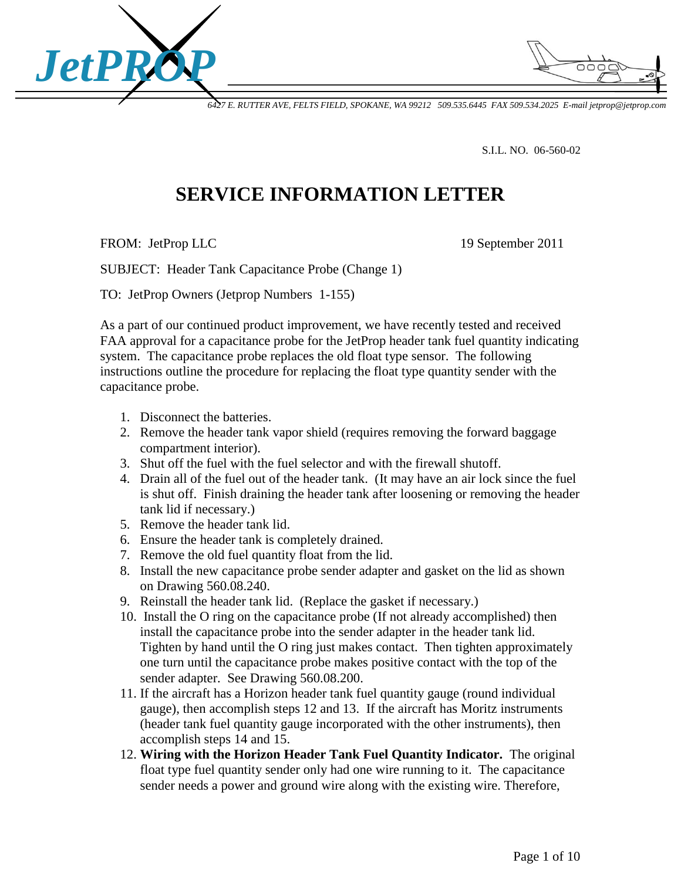JetPROP

*6427 E. RUTTER AVE, FELTS FIELD, SPOKANE, WA 99212 509.535.6445 FAX 509.534.2025 E-mail jetprop@jetprop.com*

S.I.L. NO. 06-560-02

# SERVICE INFORMATION LETTER

FROM: JetProp LLC 19 September 2011

SUBJECT: Header Tank Capacitance Probe (Change 1)

TO: JetProp Owners (Jetprop Numbers 1-155)

As a part of our continued product improvement, we have recently tested and received FAA approval for a capacitance probe for the JetProp header tank fuel quantity indicating system. The capacitance probe replaces the old float type sensor. The following instructions outline the procedure for replacing the float type quantity sender with the capacitance probe.

1. Disconnect the batteries.
2. Remove the header tank vapor shield (requires removing the forward baggage compartment interior).
3. Shut off the fuel with the fuel selector and with the firewall shutoff.
4. Drain all of the fuel out of the header tank. (It may have an air lock since the fuel is shut off. Finish draining the header tank after loosening or removing the header tank lid if necessary.)
5. Remove the header tank lid.
6. Ensure the header tank is completely drained.
7. Remove the old fuel quantity float from the lid.
8. Install the new capacitance probe sender adapter and gasket on the lid as shown on Drawing 560.08.240.
9. Reinstall the header tank lid. (Replace the gasket if necessary.)
10. Install the O ring on the capacitance probe (If not already accomplished) then install the capacitance probe into the sender adapter in the header tank lid. Tighten by hand until the O ring just makes contact. Then tighten approximately one turn until the capacitance probe makes positive contact with the top of the sender adapter. See Drawing 560.08.200.
11. If the aircraft has a Horizon header tank fuel quantity gauge (round individual gauge), then accomplish steps 12 and 13. If the aircraft has Moritz instruments (header tank fuel quantity gauge incorporated with the other instruments), then accomplish steps 14 and 15.
12. **Wiring with the Horizon Header Tank Fuel Quantity Indicator.** The original float type fuel quantity sender only had one wire running to it. The capacitance sender needs a power and ground wire along with the existing wire. Therefore,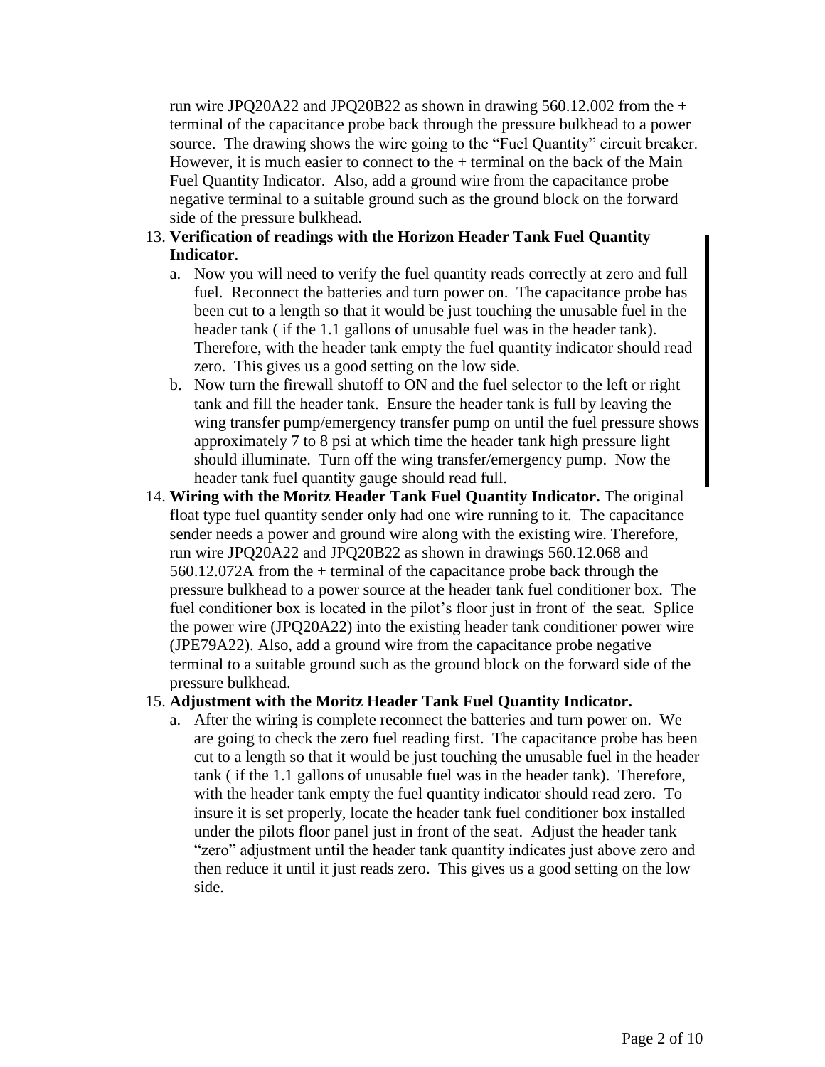run wire JPQ20A22 and JPQ20B22 as shown in drawing 560.12.002 from the + terminal of the capacitance probe back through the pressure bulkhead to a power source. The drawing shows the wire going to the "Fuel Quantity" circuit breaker. However, it is much easier to connect to the + terminal on the back of the Main Fuel Quantity Indicator. Also, add a ground wire from the capacitance probe negative terminal to a suitable ground such as the ground block on the forward side of the pressure bulkhead.

13. **Verification of readings with the Horizon Header Tank Fuel Quantity Indicator**.
    a. Now you will need to verify the fuel quantity reads correctly at zero and full fuel. Reconnect the batteries and turn power on. The capacitance probe has been cut to a length so that it would be just touching the unusable fuel in the header tank ( if the 1.1 gallons of unusable fuel was in the header tank). Therefore, with the header tank empty the fuel quantity indicator should read zero. This gives us a good setting on the low side.
    b. Now turn the firewall shutoff to ON and the fuel selector to the left or right tank and fill the header tank. Ensure the header tank is full by leaving the wing transfer pump/emergency transfer pump on until the fuel pressure shows approximately 7 to 8 psi at which time the header tank high pressure light should illuminate. Turn off the wing transfer/emergency pump. Now the header tank fuel quantity gauge should read full.
14. **Wiring with the Moritz Header Tank Fuel Quantity Indicator.** The original float type fuel quantity sender only had one wire running to it. The capacitance sender needs a power and ground wire along with the existing wire. Therefore, run wire JPQ20A22 and JPQ20B22 as shown in drawings 560.12.068 and 560.12.072A from the + terminal of the capacitance probe back through the pressure bulkhead to a power source at the header tank fuel conditioner box. The fuel conditioner box is located in the pilot's floor just in front of the seat. Splice the power wire (JPQ20A22) into the existing header tank conditioner power wire (JPE79A22). Also, add a ground wire from the capacitance probe negative terminal to a suitable ground such as the ground block on the forward side of the pressure bulkhead.
15. **Adjustment with the Moritz Header Tank Fuel Quantity Indicator.**
    a. After the wiring is complete reconnect the batteries and turn power on. We are going to check the zero fuel reading first. The capacitance probe has been cut to a length so that it would be just touching the unusable fuel in the header tank ( if the 1.1 gallons of unusable fuel was in the header tank). Therefore, with the header tank empty the fuel quantity indicator should read zero. To insure it is set properly, locate the header tank fuel conditioner box installed under the pilots floor panel just in front of the seat. Adjust the header tank "zero" adjustment until the header tank quantity indicates just above zero and then reduce it until it just reads zero. This gives us a good setting on the low side.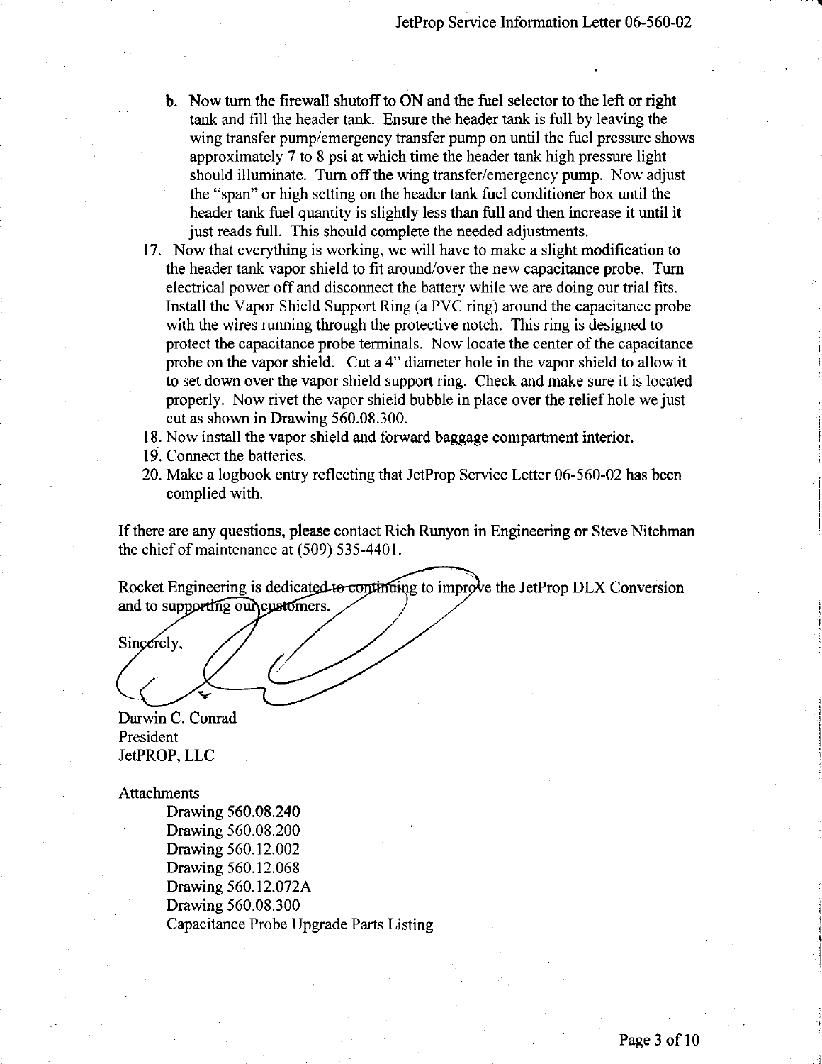b. Now turn the firewall shutoff to ON and the fuel selector to the left or right tank and fill the header tank. Ensure the header tank is full by leaving the wing transfer pump/emergency transfer pump on until the fuel pressure shows approximately 7 to 8 psi at which time the header tank high pressure light should illuminate. Turn off the wing transfer/emergency pump. Now adjust the "span" or high setting on the header tank fuel conditioner box until the header tank fuel quantity is slightly less than full and then increase it until it just reads full. This should complete the needed adjustments.

17. Now that everything is working, we will have to make a slight modification to the header tank vapor shield to fit around/over the new capacitance probe. Turn electrical power off and disconnect the battery while we are doing our trial fits. Install the Vapor Shield Support Ring (a PVC ring) around the capacitance probe with the wires running through the protective notch. This ring is designed to protect the capacitance probe terminals. Now locate the center of the capacitance probe on the vapor shield. Cut a 4" diameter hole in the vapor shield to allow it to set down over the vapor shield support ring. Check and make sure it is located properly. Now rivet the vapor shield bubble in place over the relief hole we just cut as shown in Drawing 560.08.300.
18. Now install the vapor shield and forward baggage compartment interior.
19. Connect the batteries.
20. Make a logbook entry reflecting that JetProp Service Letter 06-560-02 has been complied with.

If there are any questions, please contact Rich Runyon in Engineering or Steve Nitchman the chief of maintenance at (509) 535-4401.

Rocket Engineering is dedicated to continuing to improve the JetProp DLX Conversion and to supporting our customers.

Sincerely,

Darwin C. Conrad
President
JetPROP, LLC

Attachments

Drawing 560.08.240
Drawing 560.08.200
Drawing 560.12.002
Drawing 560.12.068
Drawing 560.12.072A
Drawing 560.08.300
Capacitance Probe Upgrade Parts Listing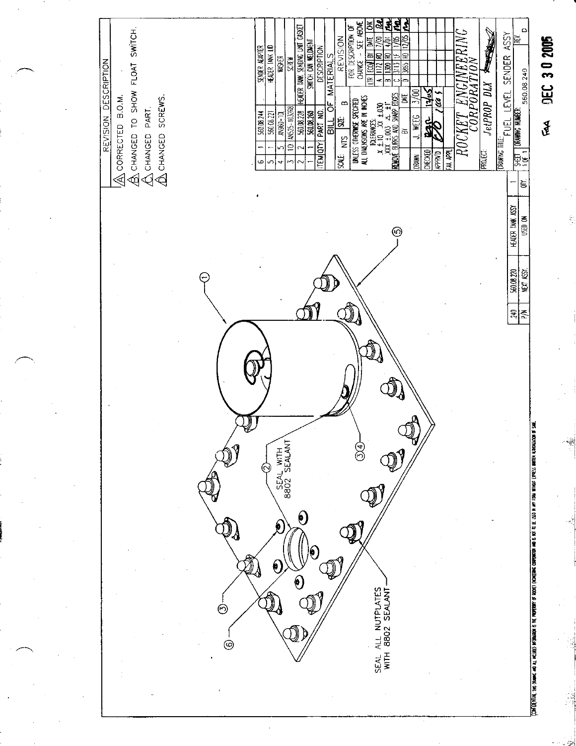## REVISION DESCRIPTION

A. CORRECTED B.O.M.
B. CHANGED TO SHOW FLOAT SWITCH.
C. CHANGED PART.
D. CHANGED SCREWS.

SEAL ALL NUTPLATES WITH 8802 SEALANT

② SEAL WITH 8802 SEALANT

①  ③  ③④  ⑤  ⑥

| ITEM | QTY | PART NO. | DESCRIPTION |
|---|---|---|---|
| 6 | 1 | 560.08.244 | SENDER ADAPTER |
| 5 | 1 | 560.08.221 | HEADER TANK LID |
| 4 | 5 | AN960-10L | WASHER |
| 3 | 10 | AN525-1032R8 | SCREW |
| 2 | 2 | 560.08.228 | HEADER TANK SENDING UNIT GASKET |
| 1 | 1 | 560.08.260 | SWITCH CAN WELDMENT |

BILL OF MATERIALS

SCALE: NTS SIZE: B

UNLESS OTHERWISE SPECIFIED ALL DIMENSIONS ARE IN INCHES
TOLERANCES:
.X ±.10 .XX ±.030
.XXX ±.003 ∠ ±1°
REMOVE BURRS AND SHARP EDGES

REVISION
FOR DESCRIPTION OF CHANGE - SEE ABOVE

| LTR | ECO# | BY | DATE | CHK |
|---|---|---|---|---|
| A | 1172 | RD | 7/00 | |
| B | 1390 | RD | 4/01 | |
| C | 3113 | LF | 1/05 | |
| D | 3655 | RD | 12/05 | |

| | BY | DATE |
|---|---|---|
| DRAWN | J. WEEG | 3/00 |
| CHECKED | | 12/05 |
| APPR'VD | | 12/05 |
| FAA APPL | | |

ROCKET ENGINEERING CORPORATION

PROJECT: JetPROP DLX

DRAWING TITLE: FUEL LEVEL SENDER ASSY

SHEET 1 OF 1 | DRAWING NUMBER: 560.08.240 | REV D

| 240 | 560.08.220 | HEADER TANK ASSY | 1 |
|---|---|---|---|
| P/N | NEXT ASSY. | USED ON | QTY. |

CONFIDENTIAL THIS DRAWING AND ALL INCLUDED INFORMATION IS THE PROPERTY OF ROCKET ENGINEERING CORPORATION AND IS NOT TO BE USED IN ANY FORM WITHOUT EXPRESS WRITTEN AUTHORIZATION OF SAME.

FAA DEC 30 2005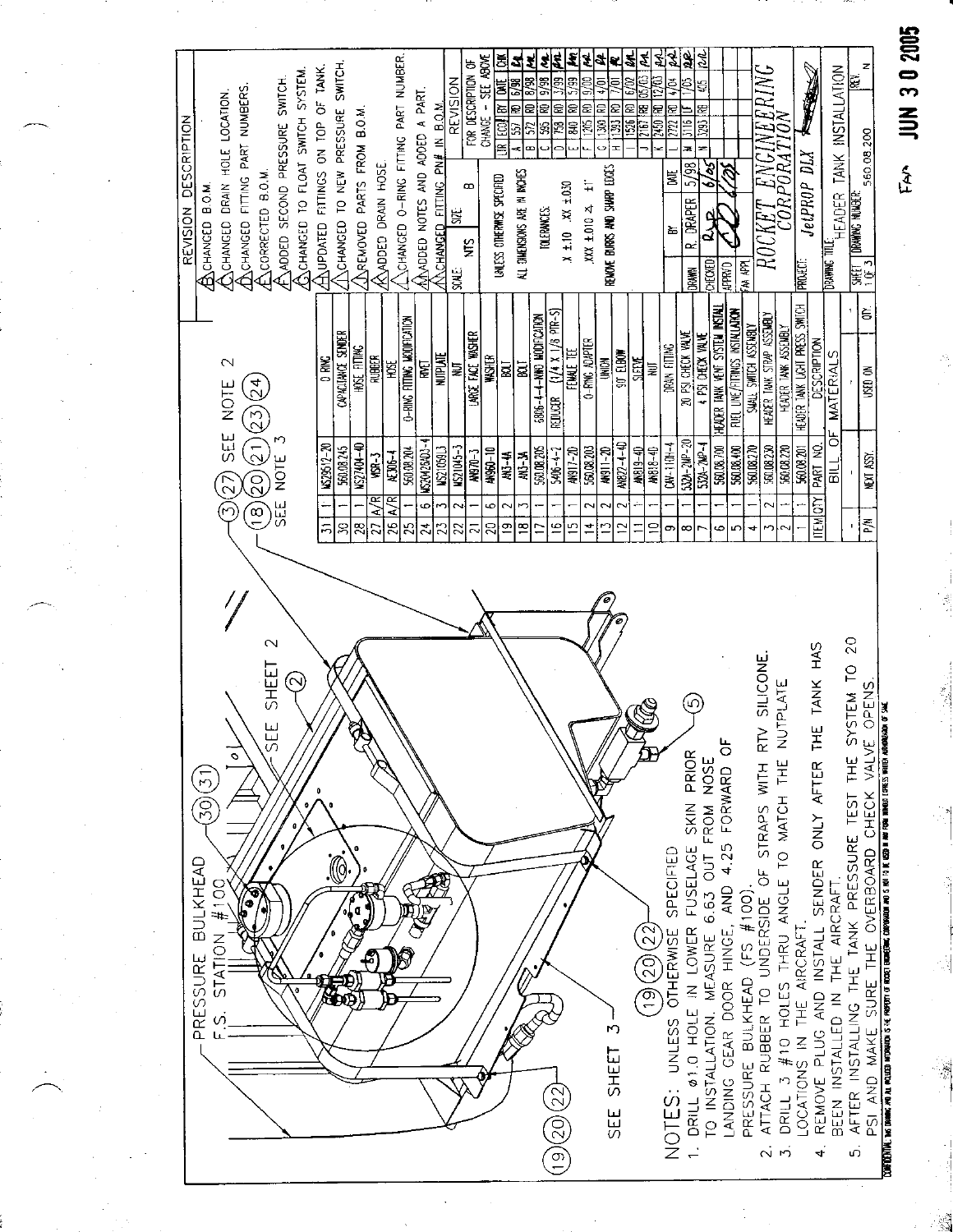PRESSURE BULKHEAD
F.S. STATION #100

SEE SHEET 2

SEE SHEET 3

SEE NOTE 3

SEE NOTE 2

NOTES: UNLESS OTHERWISE SPECIFIED

1. DRILL ø1.0 HOLE IN LOWER FUSELAGE SKIN PRIOR TO INSTALLATION. MEASURE 6.63 OUT FROM NOSE LANDING GEAR DOOR HINGE, AND 4.25 FORWARD OF PRESSURE BULKHEAD (FS #100).
2. ATTACH RUBBER TO UNDERSIDE OF STRAPS WITH RTV SILICONE.
3. DRILL 3 #10 HOLES THRU ANGLE TO MATCH THE NUTPLATE LOCATIONS IN THE AIRCRAFT.
4. REMOVE PLUG AND INSTALL SENDER ONLY AFTER THE TANK HAS BEEN INSTALLED IN THE AIRCRAFT.
5. AFTER INSTALLING THE TANK PRESSURE TEST THE SYSTEM TO 20 PSI AND MAKE SURE THE OVERBOARD CHECK VALVE OPENS.

## REVISION DESCRIPTION

- A. CHANGED B.O.M.
- B. CHANGED DRAIN HOLE LOCATION.
- C. CHANGED FITTING PART NUMBERS.
- D. CORRECTED B.O.M.
- E. ADDED SECOND PRESSURE SWITCH.
- F. CHANGED TO FLOAT SWITCH SYSTEM.
- G. UPDATED FITTINGS ON TOP OF TANK.
- H. CHANGED TO NEW PRESSURE SWITCH.
- J. REMOVED PARTS FROM B.O.M.
- K. ADDED DRAIN HOSE.
- L. CHANGED O-RING FITTING PART NUMBER.
- M. ADDED NOTES AND ADDED A PART.
- N. CHANGED FITTING PN# IN B.O.M.

## BILL OF MATERIALS

| ITEM | QTY | PART NO. | DESCRIPTION |
|---|---|---|---|
| 31 | 1 | MS29512-20 | O RING |
| 30 | 1 | 560.08.245 | CAPACITANCE SENDER |
| 28 | 1 | MS27404-40 | HOSE FITTING |
| 27 | A/R | WSR-3 | RUBBER |
| 26 | A/R | AE306-4 | HOSE |
| 25 | 1 | 560.08.204 | O-RING FITTING MODIFICATION |
| 24 | 6 | MS20426AD3-4 | RIVET |
| 23 | 3 | MS21059L3 | NUTPLATE |
| 22 | 2 | MS21045-3 | NUT |
| 21 | 1 | AN970-3 | LARGE FACE WASHER |
| 20 | 6 | AN960-10 | WASHER |
| 19 | 2 | AN3-4A | BOLT |
| 18 | 3 | AN3-3A | BOLT |
| 17 | 1 | 560.08.205 | 6806-4-4-NWO MODIFICATION |
| 16 | 1 | 5406-4-2 | REDUCER (1/4 X 1/8 PTR-S) |
| 15 | 1 | AN917-2D | FEMALE TEE |
| 14 | 2 | 560.08.203 | O-RING ADAPTER |
| 13 | 2 | AN911-2D | UNION |
| 12 | 2 | AN822-4-4D | 90° ELBOW |
| 11 | 1 | AN819-4D | SLEEVE |
| 10 | 1 | AN818-4D | NUT |
| 9 | 1 | CAV-110N-4 | DRAIN FITTING |
| 8 | 1 | 532A-2NP-20 | 20 PSI CHECK VALVE |
| 7 | 1 | 532A-2NP-4 | 4 PSI CHECK VALVE |
| 6 | 1 | 560.08.700 | HEADER TANK VENT SYSTEM INSTALL |
| 5 | 1 | 560.08.400 | FUEL LINE/FITTINGS INSTALLATION |
| 4 | 1 | 560.08.270 | SMALL SWITCH ASSEMBLY |
| 3 | 2 | 560.08.230 | HEADER TANK STRAP ASSEMBLY |
| 2 | 1 | 560.08.220 | HEADER TANK ASSEMBLY |
| 1 | 1 | 560.08.201 | HEADER TANK LIGHT PRESS SWITCH |

| P/N | NEXT ASSY. | USED ON | QTY. |
|---|---|---|---|
| - | - | | 1 |

## REVISION

FOR DESCRIPTION OF CHANGE - SEE ABOVE

| LTR | ECO# | BY | DATE | CHK |
|---|---|---|---|---|
| A | 557 | RD | 6/98 | |
| B | 572 | RD | 8/98 | |
| C | 595 | RD | 9/98 | |
| D | 758 | RD | 3/99 | |
| E | 840 | RD | 5/99 | |
| F | 1205 | RD | 9/00 | |
| G | 1300 | RD | 4/01 | |
| H | 1393 | RD | 7/01 | |
| J | 1526 | RD | 6/02 | |
| J | 2167 | RB | 05/03 | |
| K | 2450 | RD | 12/03 | |
| L | 2722 | RD | 4/04 | |
| M | 3116 | LF | 1/05 | |
| N | 3290 | RB | 4/05 | |

SCALE: NTS | SIZE: B

UNLESS OTHERWISE SPECIFIED ALL DIMENSIONS ARE IN INCHES

TOLERANCES:
.X ±.10 .XX ±.030
.XXX ±.010 ∠ ±1°

REMOVE BURRS AND SHARP EDGES

| | BY | DATE |
|---|---|---|
| DRAWN | R. DRAPER | 5/98 |
| CHECKED | | 6/05 |
| APPR'D | | 6/05 |
| FAA APPR | | |

ROCKET ENGINEERING CORPORATION

PROJECT: JetPROP DLX

DRAWING TITLE: HEADER TANK INSTALLATION

SHEET 1 OF 3 | DRAWING NUMBER: 560.08.200 | REV. N

CONFIDENTIAL: THIS DRAWING AND ALL INCLUDED INFORMATION IS THE PROPERTY OF ROCKET ENGINEERING CORPORATION AND IS NOT TO BE USED IN ANY FORM WITHOUT EXPRESS WRITTEN AUTHORIZATION OF SAME.

FAA JUN 30 2005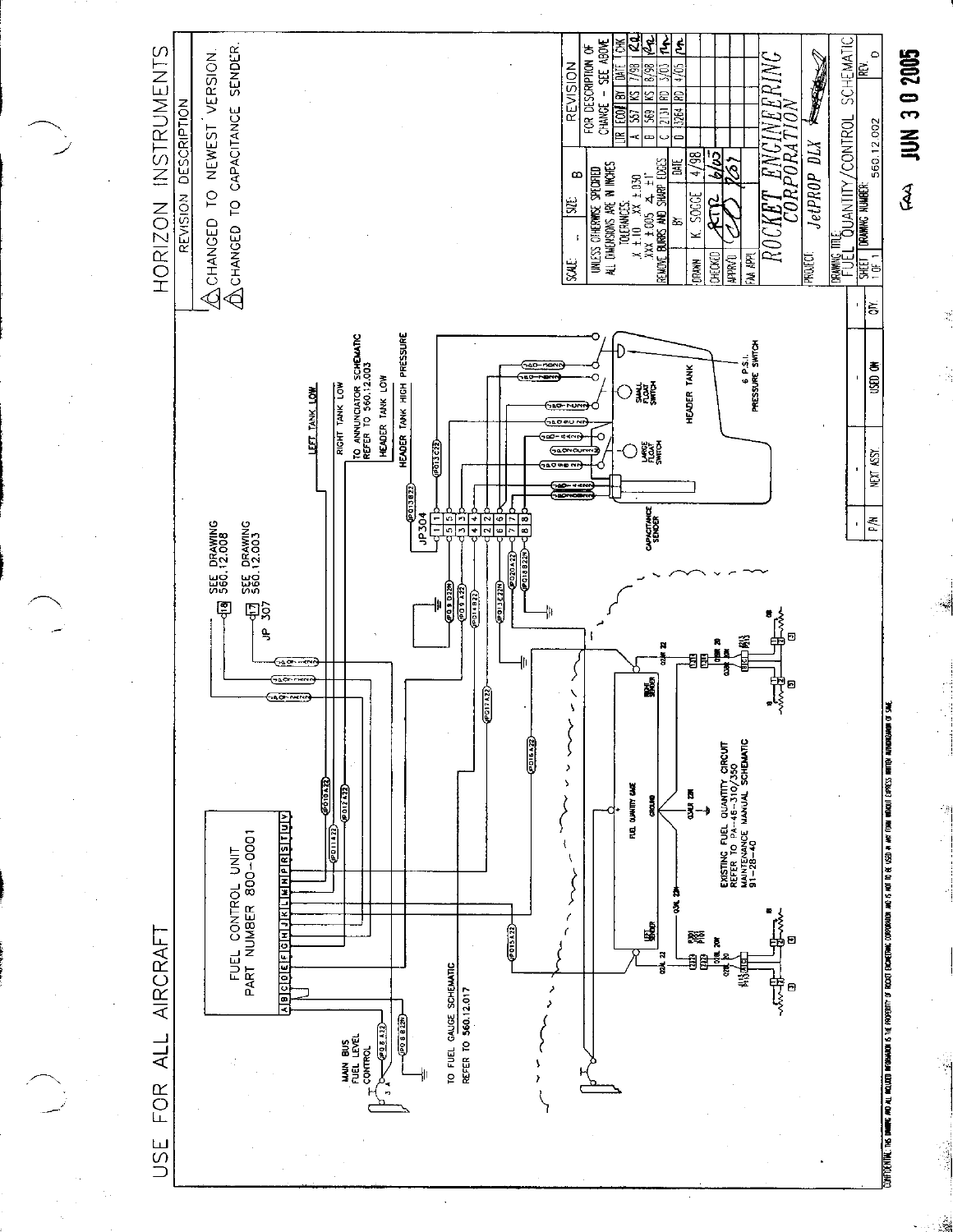# USE FOR ALL AIRCRAFT

# HORIZON INSTRUMENTS

**REVISION DESCRIPTION**

C. CHANGED TO NEWEST VERSION.

D. CHANGED TO CAPACITANCE SENDER.

FUEL CONTROL UNIT
PART NUMBER 800-0001

A B C D E F G H J K L M N P R S T U V

MAIN BUS FUEL LEVEL CONTROL

TO FUEL GAUGE SCHEMATIC REFER TO 560.12.017

SEE DRAWING 560.12.008

SEE DRAWING 560.12.003

JP 307

JP304

LEFT TANK LOW

RIGHT TANK LOW

TO ANNUNCIATOR SCHEMATIC REFER TO 560.12.003

HEADER TANK LOW

HEADER TANK HIGH PRESSURE

CAPACITANCE SENDER

LARGE FLOAT SWITCH

SMALL FLOAT SWITCH

HEADER TANK

6 P.S.I. PRESSURE SWITCH

FUEL QUANTITY GAGE

GROUND

LEFT SENDER

RIGHT SENDER

EXISTING FUEL QUANTITY CIRCUIT REFER TO PA-46-310/350 MAINTENANCE MANUAL SCHEMATIC 91-28-40

| SCALE: - | SIZE: B | REVISION | | | | |
|---|---|---|---|---|---|---|
| UNLESS OTHERWISE SPECIFIED ALL DIMENSIONS ARE IN INCHES | | FOR DESCRIPTION OF CHANGE - SEE ABOVE | | | | |
| TOLERANCES: .X ±.10 .XX ±.030 .XXX ±.005 ∠ ±1° | | LTR | ECO# | BY | DATE | CHK |
| REMOVE BURRS AND SHARP EDGES | | A | 567 | KS | 7/98 | |
| | BY / DATE | B | 569 | KS | 8/98 | |
| DRAWN | K. SOGGE 4/98 | C | 2131 | RD | 3/03 | |
| CHECKED | 6/05 | D | 3264 | RD | 4/05 | |
| APPR'D | | | | | | |
| FAA APPL | | | | | | |

ROCKET ENGINEERING CORPORATION

PROJECT: JetPROP DLX

DRAWING TITLE: FUEL QUANTITY/CONTROL SCHEMATIC

SHEET 1 OF 1 | DRAWING NUMBER: 560.12.002 | REV. D

| P/N | NEXT ASSY | USED ON | QTY |
|---|---|---|---|
| - | - | - | - |

FAA JUN 3 0 2005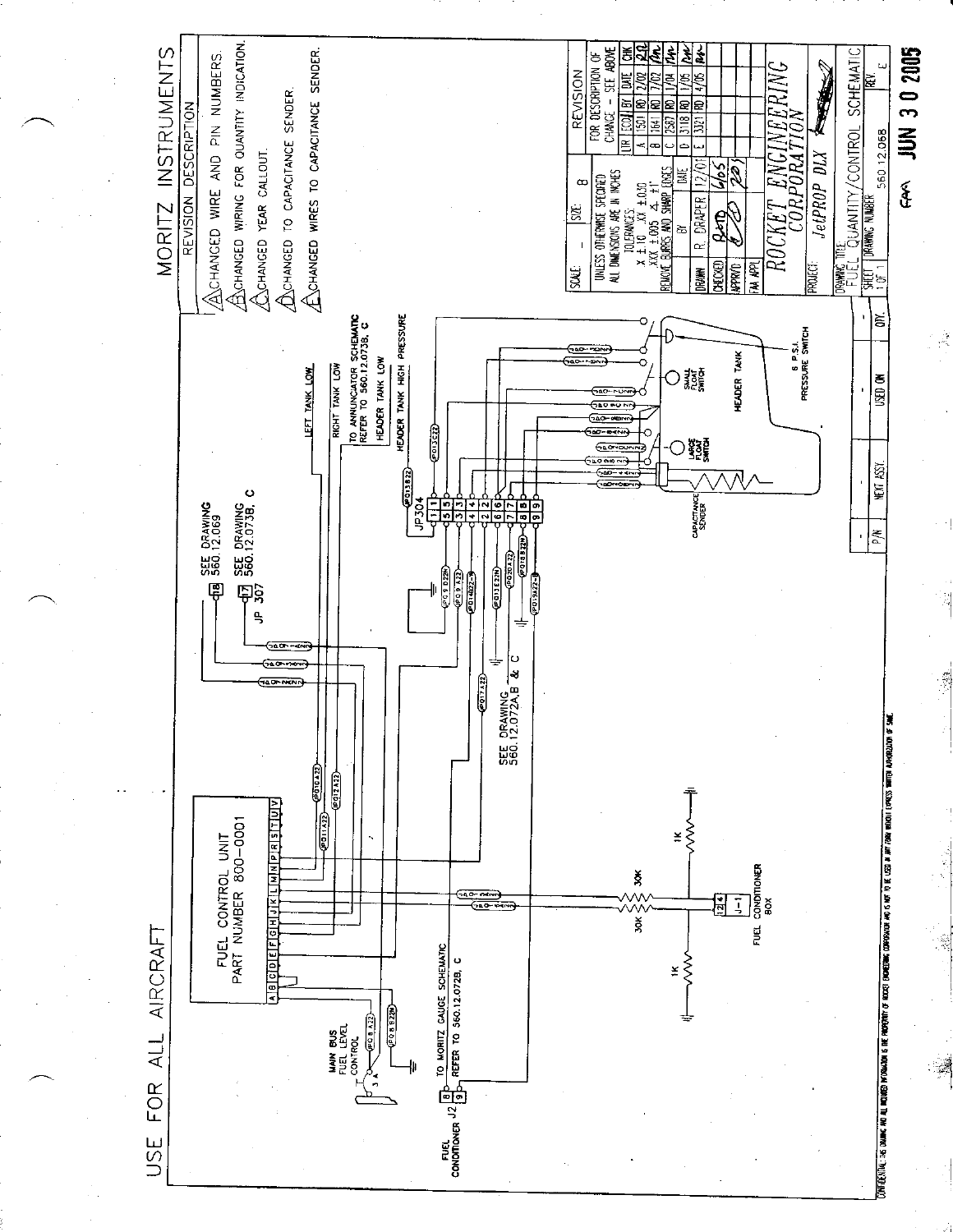# USE FOR ALL AIRCRAFT

# MORITZ INSTRUMENTS

## REVISION DESCRIPTION

- A: CHANGED WIRE AND PIN NUMBERS.
- B: CHANGED WIRING FOR QUANTITY INDICATION.
- C: CHANGED YEAR CALLOUT.
- D: CHANGED TO CAPACITANCE SENDER.
- E: CHANGED WIRES TO CAPACITANCE SENDER.

FUEL CONTROL UNIT
PART NUMBER 800-0001

A B C D E F G H J K L M N P R S T U V

MAIN BUS FUEL LEVEL CONTROL

FUEL CONDITIONER J2 8 9 — TO MORITZ GAUGE SCHEMATIC REFER TO 560.12.072B, C

FUEL CONDITIONER BOX J-1 12 4

30K 30K 1K 1K

SEE DRAWING 560.12.069 — 18

SEE DRAWING 560.12.073B, C — 17 JP 307

SEE DRAWING 560.12.072A,B & C

JP 304 1 5 3 4 2 6 7 8 9

LEFT TANK LOW

RIGHT TANK LOW

TO ANNUNCIATOR SCHEMATIC REFER TO 560.12.073B, C

HEADER TANK LOW

HEADER TANK HIGH PRESSURE

CAPACITANCE SENDER

LARGE FLOAT SWITCH

SMALL FLOAT SWITCH

HEADER TANK

6 P.S.I. PRESSURE SWITCH

| SCALE: - | SIZE: B | REVISION | | | | |
|---|---|---|---|---|---|---|
| UNLESS OTHERWISE SPECIFIED ALL DIMENSIONS ARE IN INCHES TOLERANCES: .X ±.10 .XX ±.030 .XXX ±.005 ∠ ±1° REMOVE BURRS AND SHARP EDGES | | FOR DESCRIPTION OF CHANGE - SEE ABOVE | | | | |
| | | LTR | ECO | BY | DATE | CHK |
| | | A | 1501 | RD | 2/02 | |
| | | B | 1641 | RD | 7/02 | |
| | | C | 2587 | RD | 1/04 | |
| | BY / DATE | D | 3118 | RD | 1/05 | |
| DRAWN | R. DRAPER 12/01 | E | 3321 | RD | 4/05 | |
| CHECKED | 4/05 | | | | | |
| APPR'D | | | | | | |
| FAA APPL | | | | | | |

ROCKET ENGINEERING CORPORATION

PROJECT: JetPROP DLX

DRAWING TITLE: FUEL QUANTITY/CONTROL SCHEMATIC

SHEET 1 OF 1 — DRAWING NUMBER 560.12.068 — REV. E

| - | - | - | - |
|---|---|---|---|
| P/N | NEXT ASSY. | USED ON | QTY. |

CONFIDENTIAL: THIS DRAWING AND ALL INCLUDED INFORMATION IS THE PROPERTY OF ROCKET ENGINEERING CORPORATION AND IS NOT TO BE USED IN ANY FORM WITHOUT EXPRESS WRITTEN AUTHORIZATION OF SAME.

FAA JUN 30 2005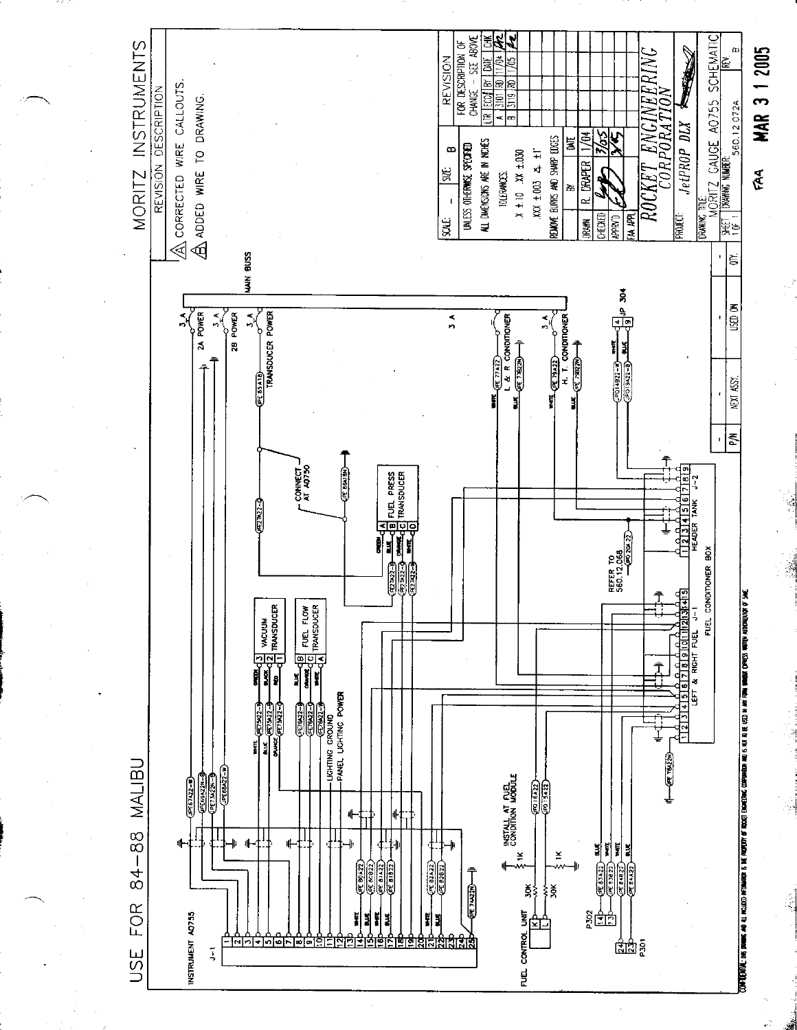# USE FOR 84-88 MALIBU

# MORITZ INSTRUMENTS

**REVISION DESCRIPTION**

- A: CORRECTED WIRE CALLOUTS.
- B: ADDED WIRE TO DRAWING.

INSTRUMENT A0755 J-1

MAIN BUSS

3 A 2A POWER
3 A 2B POWER
TRANSDUCER POWER
3 A L & R CONDITIONER
3 A H. T. CONDITIONER

JP 304

CONNECT AT A0750

VACUUM TRANSDUCER

FUEL FLOW TRANSDUCER

FUEL PRESS TRANSDUCER

LIGHTING GROUND

PANEL LIGHTING POWER

INSTALL AT FUEL CONDITION MODULE

FUEL CONTROL UNIT

P302

P301

REFER TO 560.12.068

LEFT & RIGHT FUEL J-1

HEADER TANK J-2

FUEL CONDITIONER BOX

| SCALE: - | SIZE: B |
|---|---|

UNLESS OTHERWISE SPECIFIED ALL DIMENSIONS ARE IN INCHES

TOLERANCES: X ±.10 .XX ±.030 .XXX ±.003 ∠ ±1°

REMOVE BURRS AND SHARP EDGES

| | BY | DATE |
|---|---|---|
| DRAWN | R. DRAPER | 1/04 |
| CHECKED | | 3/05 |
| APPR'D | | 3/05 |
| FAA APPL | | |

| REVISION | | | | |
|---|---|---|---|---|
| FOR DESCRIPTION OF CHANGE - SEE ABOVE | | | | |
| LTR | ECO# | BY | DATE | CHK |
| A | 3101 | RD | 11/04 | |
| B | 3119 | RD | 1/05 | |

ROCKET ENGINEERING CORPORATION

PROJECT: JetPROP DLX

DRAWING TITLE: MORITZ GAUGE A0755 SCHEMATIC

SHEET 1 OF 1 | DRAWING NUMBER: 560.12.072A | REV. B

| P/N | NEXT ASSY. | USED ON | QTY. |
|---|---|---|---|
| - | - | - | - |

CONFIDENTIAL: THIS DRAWING AND ALL INCLUDED INFORMATION IS THE PROPERTY OF ROCKET ENGINEERING CORPORATION AND IS NOT TO BE USED IN ANY FORM WITHOUT EXPRESS WRITTEN AUTHORIZATION OF SAME.

FAA MAR 3 1 2005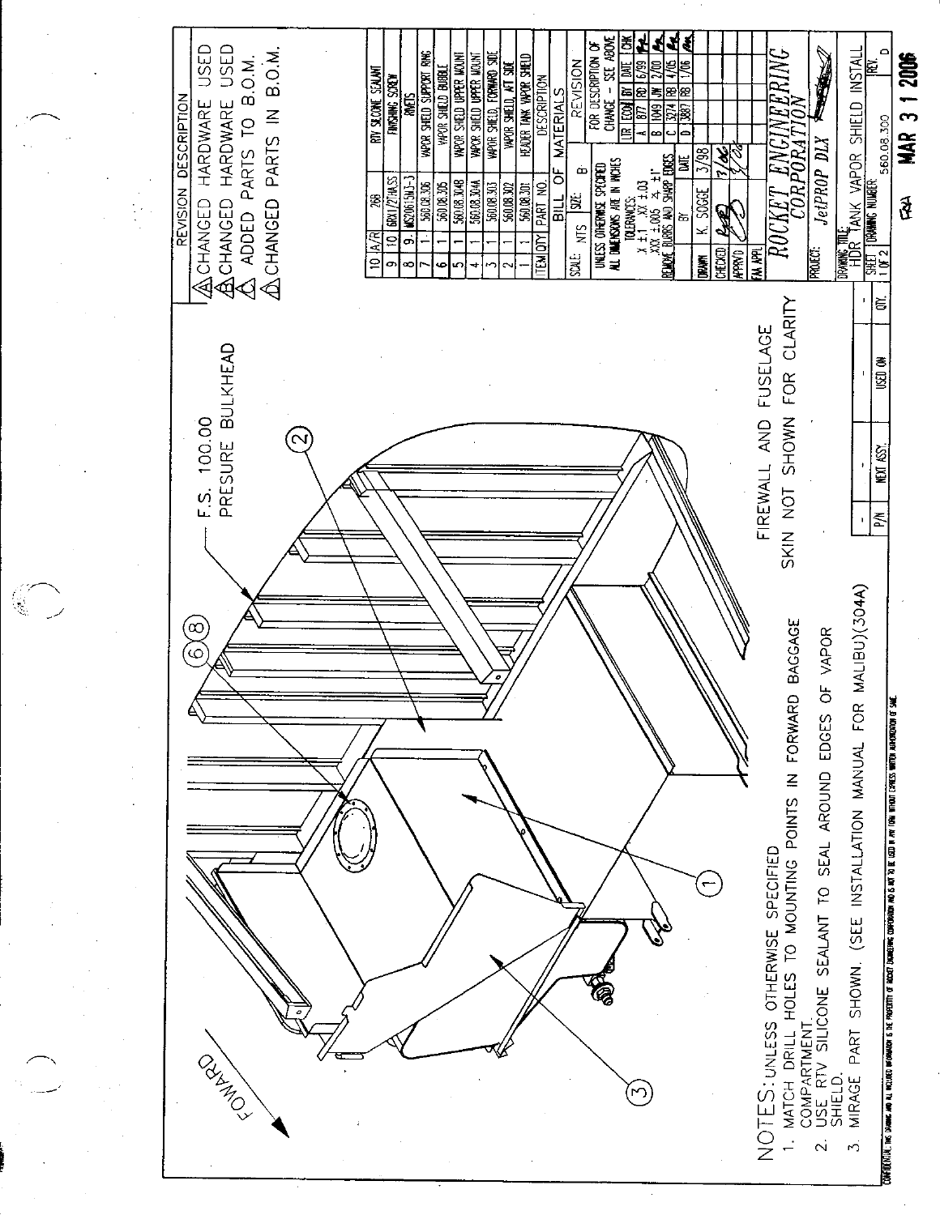## REVISION DESCRIPTION

- A CHANGED HARDWARE USED
- B CHANGED HARDWARE USED
- C ADDED PARTS TO B.O.M.
- D CHANGED PARTS IN B.O.M.

FOWARD

F.S. 100.00
PRESURE BULKHEAD

FIREWALL AND FUSELAGE SKIN NOT SHOWN FOR CLARITY

NOTES: UNLESS OTHERWISE SPECIFIED

1. MATCH DRILL HOLES TO MOUNTING POINTS IN FORWARD BAGGAGE COMPARTMENT.
2. USE RTV SILICONE SEALANT TO SEAL AROUND EDGES OF VAPOR SHIELD.
3. MIRAGE PART SHOWN. (SEE INSTALLATION MANUAL FOR MALIBU)(304A)

| ITEM | QTY | PART NO. | DESCRIPTION |
|---|---|---|---|
| 10 | A/R | 268 | RTV SILCONE SEALANT |
| 9 | 10 | 6RX1/2THASS | FINISHING SCREW |
| 8 | 9 | MS20615M3-3 | RIVETS |
| 7 | 1 | 560.08.306 | VAPOR SHIELD SUPPORT RING |
| 6 | 1 | 560.08.305 | VAPOR SHIELD BUBBLE |
| 5 | 1 | 560.08.304B | VAPOR SHIELD UPPER MOUNT |
| 4 | 1 | 560.08.304A | VAPOR SHIELD UPPER MOUNT |
| 3 | 1 | 560.08.303 | VAPOR SHIELD, FORWARD SIDE |
| 2 | 1 | 560.08.302 | VAPOR SHIELD, AFT SIDE |
| 1 | 1 | 560.08.301 | HEADER TANK VAPOR SHIELD |

BILL OF MATERIALS

SCALE: NTS SIZE: B

UNLESS OTHERWISE SPECIFIED ALL DIMENSIONS ARE IN INCHES
TOLERANCES:
X ±.1 .XX ±.03
.XXX ±.005 ∠ ±1°
REMOVE BURRS AND SHARP EDGES

| LTR | ECO# | BY | DATE | CHK |
|---|---|---|---|---|
| A | 877 | RD | 6/99 | |
| B | 1049 | LW | 2/00 | |
| C | 3274 | RB | 4/05 | |
| D | 3887 | RB | 1/06 | |

REVISION — FOR DESCRIPTION OF CHANGE - SEE ABOVE

| | BY | DATE |
|---|---|---|
| DRAWN | K. SOGGE | 3/98 |
| CHECKED | | 7/06 |
| APPR'D | | 7/06 |
| FAA APPL | | |

ROCKET ENGINEERING CORPORATION

PROJECT: JetPROP DLX

DRAWING TITLE: HDR TANK VAPOR SHIELD INSTALL

SHEET 1 OF 2 DRAWING NUMBER: 560.08.300 REV. D

| P/N | NEXT ASSY. | USED ON | QTY. |
|---|---|---|---|
| - | - | - | - |

FAA MAR 3 1 2006

CONFIDENTIAL: THIS DRAWING AND ALL INCLUDED INFORMATION IS THE PROPERTY OF ROCKET ENGINEERING CORPORATION AND IS NOT TO BE USED IN ANY FORM WITHOUT EXPRESS WRITTEN AUTHORIZATION OF SAME.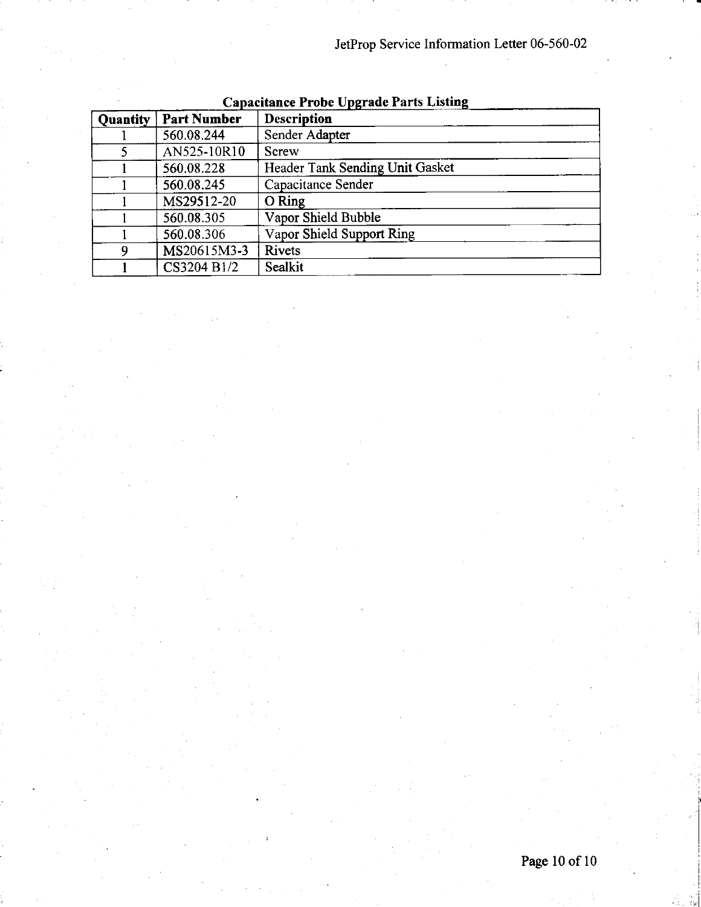**Capacitance Probe Upgrade Parts Listing**

| Quantity | Part Number | Description |
|---|---|---|
| 1 | 560.08.244 | Sender Adapter |
| 5 | AN525-10R10 | Screw |
| 1 | 560.08.228 | Header Tank Sending Unit Gasket |
| 1 | 560.08.245 | Capacitance Sender |
| 1 | MS29512-20 | O Ring |
| 1 | 560.08.305 | Vapor Shield Bubble |
| 1 | 560.08.306 | Vapor Shield Support Ring |
| 9 | MS20615M3-3 | Rivets |
| 1 | CS3204 B1/2 | Sealkit |